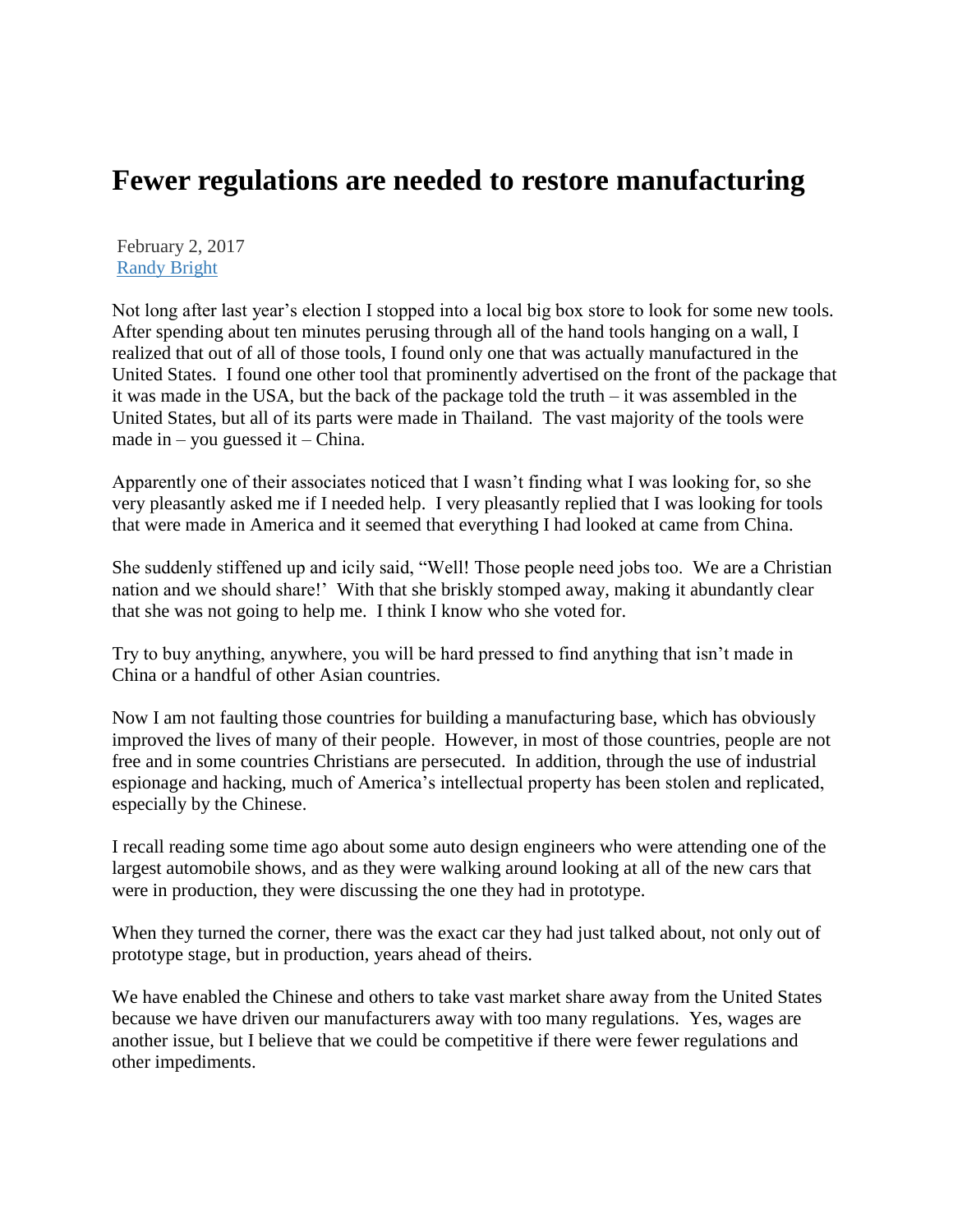# Fewer regulations are needed to restore manufacturing

February 2, 2017
Randy Bright

Not long after last year's election I stopped into a local big box store to look for some new tools. After spending about ten minutes perusing through all of the hand tools hanging on a wall, I realized that out of all of those tools, I found only one that was actually manufactured in the United States. I found one other tool that prominently advertised on the front of the package that it was made in the USA, but the back of the package told the truth – it was assembled in the United States, but all of its parts were made in Thailand. The vast majority of the tools were made in – you guessed it – China.

Apparently one of their associates noticed that I wasn't finding what I was looking for, so she very pleasantly asked me if I needed help. I very pleasantly replied that I was looking for tools that were made in America and it seemed that everything I had looked at came from China.

She suddenly stiffened up and icily said, "Well! Those people need jobs too. We are a Christian nation and we should share!' With that she briskly stomped away, making it abundantly clear that she was not going to help me. I think I know who she voted for.

Try to buy anything, anywhere, you will be hard pressed to find anything that isn't made in China or a handful of other Asian countries.

Now I am not faulting those countries for building a manufacturing base, which has obviously improved the lives of many of their people. However, in most of those countries, people are not free and in some countries Christians are persecuted. In addition, through the use of industrial espionage and hacking, much of America's intellectual property has been stolen and replicated, especially by the Chinese.

I recall reading some time ago about some auto design engineers who were attending one of the largest automobile shows, and as they were walking around looking at all of the new cars that were in production, they were discussing the one they had in prototype.

When they turned the corner, there was the exact car they had just talked about, not only out of prototype stage, but in production, years ahead of theirs.

We have enabled the Chinese and others to take vast market share away from the United States because we have driven our manufacturers away with too many regulations. Yes, wages are another issue, but I believe that we could be competitive if there were fewer regulations and other impediments.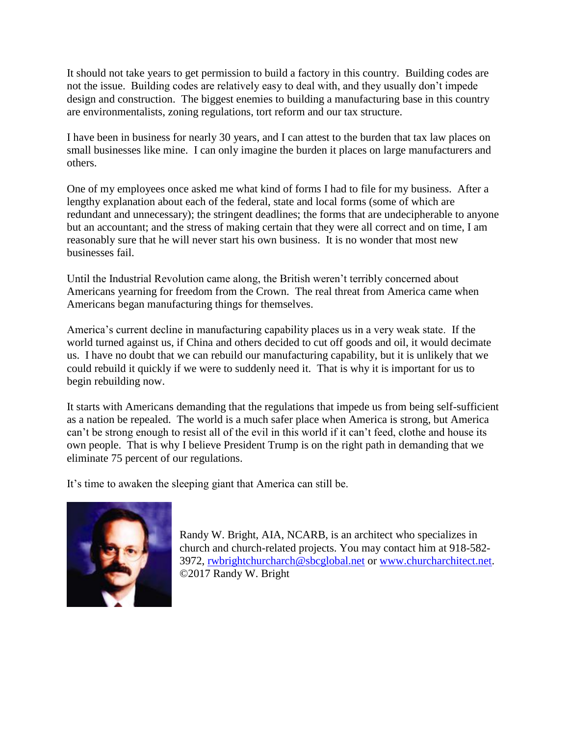It should not take years to get permission to build a factory in this country. Building codes are not the issue. Building codes are relatively easy to deal with, and they usually don't impede design and construction. The biggest enemies to building a manufacturing base in this country are environmentalists, zoning regulations, tort reform and our tax structure.

I have been in business for nearly 30 years, and I can attest to the burden that tax law places on small businesses like mine. I can only imagine the burden it places on large manufacturers and others.

One of my employees once asked me what kind of forms I had to file for my business. After a lengthy explanation about each of the federal, state and local forms (some of which are redundant and unnecessary); the stringent deadlines; the forms that are undecipherable to anyone but an accountant; and the stress of making certain that they were all correct and on time, I am reasonably sure that he will never start his own business. It is no wonder that most new businesses fail.

Until the Industrial Revolution came along, the British weren't terribly concerned about Americans yearning for freedom from the Crown. The real threat from America came when Americans began manufacturing things for themselves.

America's current decline in manufacturing capability places us in a very weak state. If the world turned against us, if China and others decided to cut off goods and oil, it would decimate us. I have no doubt that we can rebuild our manufacturing capability, but it is unlikely that we could rebuild it quickly if we were to suddenly need it. That is why it is important for us to begin rebuilding now.

It starts with Americans demanding that the regulations that impede us from being self-sufficient as a nation be repealed. The world is a much safer place when America is strong, but America can't be strong enough to resist all of the evil in this world if it can't feed, clothe and house its own people. That is why I believe President Trump is on the right path in demanding that we eliminate 75 percent of our regulations.

It's time to awaken the sleeping giant that America can still be.

Randy W. Bright, AIA, NCARB, is an architect who specializes in church and church-related projects. You may contact him at 918-582-3972, rwbrightchurcharch@sbcglobal.net or www.churcharchitect.net. ©2017 Randy W. Bright